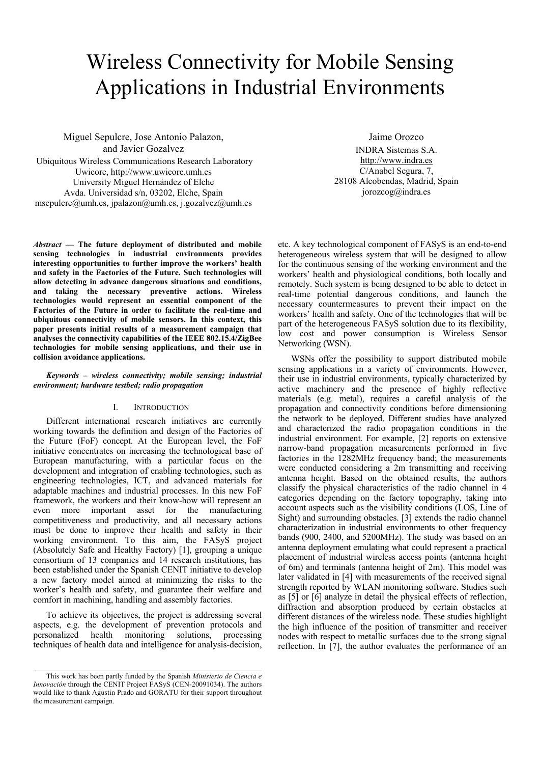# Wireless Connectivity for Mobile Sensing Applications in Industrial Environments

Miguel Sepulcre, Jose Antonio Palazon, and Javier Gozalvez
Ubiquitous Wireless Communications Research Laboratory
Uwicore, http://www.uwicore.umh.es
University Miguel Hernández of Elche
Avda. Universidad s/n, 03202, Elche, Spain
msepulcre@umh.es, jpalazon@umh.es, j.gozalvez@umh.es

Jaime Orozco
INDRA Sistemas S.A.
http://www.indra.es
C/Anabel Segura, 7,
28108 Alcobendas, Madrid, Spain
jorozcog@indra.es

***Abstract* — The future deployment of distributed and mobile sensing technologies in industrial environments provides interesting opportunities to further improve the workers' health and safety in the Factories of the Future. Such technologies will allow detecting in advance dangerous situations and conditions, and taking the necessary preventive actions. Wireless technologies would represent an essential component of the Factories of the Future in order to facilitate the real-time and ubiquitous connectivity of mobile sensors. In this context, this paper presents initial results of a measurement campaign that analyses the connectivity capabilities of the IEEE 802.15.4/ZigBee technologies for mobile sensing applications, and their use in collision avoidance applications.**

***Keywords – wireless connectivity; mobile sensing; industrial environment; hardware testbed; radio propagation***

## I. INTRODUCTION

Different international research initiatives are currently working towards the definition and design of the Factories of the Future (FoF) concept. At the European level, the FoF initiative concentrates on increasing the technological base of European manufacturing, with a particular focus on the development and integration of enabling technologies, such as engineering technologies, ICT, and advanced materials for adaptable machines and industrial processes. In this new FoF framework, the workers and their know-how will represent an even more important asset for the manufacturing competitiveness and productivity, and all necessary actions must be done to improve their health and safety in their working environment. To this aim, the FASyS project (Absolutely Safe and Healthy Factory) [1], grouping a unique consortium of 13 companies and 14 research institutions, has been established under the Spanish CENIT initiative to develop a new factory model aimed at minimizing the risks to the worker's health and safety, and guarantee their welfare and comfort in machining, handling and assembly factories.

To achieve its objectives, the project is addressing several aspects, e.g. the development of prevention protocols and personalized health monitoring solutions, processing techniques of health data and intelligence for analysis-decision, etc. A key technological component of FASyS is an end-to-end heterogeneous wireless system that will be designed to allow for the continuous sensing of the working environment and the workers' health and physiological conditions, both locally and remotely. Such system is being designed to be able to detect in real-time potential dangerous conditions, and launch the necessary countermeasures to prevent their impact on the workers' health and safety. One of the technologies that will be part of the heterogeneous FASyS solution due to its flexibility, low cost and power consumption is Wireless Sensor Networking (WSN).

WSNs offer the possibility to support distributed mobile sensing applications in a variety of environments. However, their use in industrial environments, typically characterized by active machinery and the presence of highly reflective materials (e.g. metal), requires a careful analysis of the propagation and connectivity conditions before dimensioning the network to be deployed. Different studies have analyzed and characterized the radio propagation conditions in the industrial environment. For example, [2] reports on extensive narrow-band propagation measurements performed in five factories in the 1282MHz frequency band; the measurements were conducted considering a 2m transmitting and receiving antenna height. Based on the obtained results, the authors classify the physical characteristics of the radio channel in 4 categories depending on the factory topography, taking into account aspects such as the visibility conditions (LOS, Line of Sight) and surrounding obstacles. [3] extends the radio channel characterization in industrial environments to other frequency bands (900, 2400, and 5200MHz). The study was based on an antenna deployment emulating what could represent a practical placement of industrial wireless access points (antenna height of 6m) and terminals (antenna height of 2m). This model was later validated in [4] with measurements of the received signal strength reported by WLAN monitoring software. Studies such as [5] or [6] analyze in detail the physical effects of reflection, diffraction and absorption produced by certain obstacles at different distances of the wireless node. These studies highlight the high influence of the position of transmitter and receiver nodes with respect to metallic surfaces due to the strong signal reflection. In [7], the author evaluates the performance of an

This work has been partly funded by the Spanish *Ministerio de Ciencia e Innovación* through the CENIT Project FASyS (CEN-20091034). The authors would like to thank Agustin Prado and GORATU for their support throughout the measurement campaign.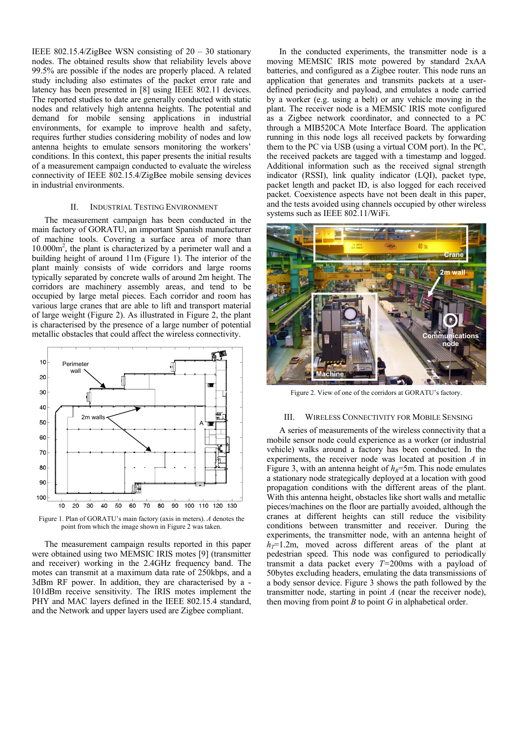IEEE 802.15.4/ZigBee WSN consisting of 20 – 30 stationary nodes. The obtained results show that reliability levels above 99.5% are possible if the nodes are properly placed. A related study including also estimates of the packet error rate and latency has been presented in [8] using IEEE 802.11 devices. The reported studies to date are generally conducted with static nodes and relatively high antenna heights. The potential and demand for mobile sensing applications in industrial environments, for example to improve health and safety, requires further studies considering mobility of nodes and low antenna heights to emulate sensors monitoring the workers' conditions. In this context, this paper presents the initial results of a measurement campaign conducted to evaluate the wireless connectivity of IEEE 802.15.4/ZigBee mobile sensing devices in industrial environments.

## II. Industrial Testing Environment

The measurement campaign has been conducted in the main factory of GORATU, an important Spanish manufacturer of machine tools. Covering a surface area of more than 10.000m$^2$, the plant is characterized by a perimeter wall and a building height of around 11m (Figure 1). The interior of the plant mainly consists of wide corridors and large rooms typically separated by concrete walls of around 2m height. The corridors are machinery assembly areas, and tend to be occupied by large metal pieces. Each corridor and room has various large cranes that are able to lift and transport material of large weight (Figure 2). As illustrated in Figure 2, the plant is characterised by the presence of a large number of potential metallic obstacles that could affect the wireless connectivity.

Figure 1. Plan of GORATU's main factory (axis in meters). *A* denotes the point from which the image shown in Figure 2 was taken.

The measurement campaign results reported in this paper were obtained using two MEMSIC IRIS motes [9] (transmitter and receiver) working in the 2.4GHz frequency band. The motes can transmit at a maximum data rate of 250kbps, and a 3dBm RF power. In addition, they are characterised by a -101dBm receive sensitivity. The IRIS motes implement the PHY and MAC layers defined in the IEEE 802.15.4 standard, and the Network and upper layers used are Zigbee compliant.

In the conducted experiments, the transmitter node is a moving MEMSIC IRIS mote powered by standard 2xAA batteries, and configured as a Zigbee router. This node runs an application that generates and transmits packets at a user-defined periodicity and payload, and emulates a node carried by a worker (e.g. using a belt) or any vehicle moving in the plant. The receiver node is a MEMSIC IRIS mote configured as a Zigbee network coordinator, and connected to a PC through a MIB520CA Mote Interface Board. The application running in this node logs all received packets by forwarding them to the PC via USB (using a virtual COM port). In the PC, the received packets are tagged with a timestamp and logged. Additional information such as the received signal strength indicator (RSSI), link quality indicator (LQI), packet type, packet length and packet ID, is also logged for each received packet. Coexistence aspects have not been dealt in this paper, and the tests avoided using channels occupied by other wireless systems such as IEEE 802.11/WiFi.

Figure 2. View of one of the corridors at GORATU's factory.

## III. Wireless Connectivity for Mobile Sensing

A series of measurements of the wireless connectivity that a mobile sensor node could experience as a worker (or industrial vehicle) walks around a factory has been conducted. In the experiments, the receiver node was located at position *A* in Figure 3, with an antenna height of $h_R$=5m. This node emulates a stationary node strategically deployed at a location with good propagation conditions with the different areas of the plant. With this antenna height, obstacles like short walls and metallic pieces/machines on the floor are partially avoided, although the cranes at different heights can still reduce the visibility conditions between transmitter and receiver. During the experiments, the transmitter node, with an antenna height of $h_T$=1.2m, moved across different areas of the plant at pedestrian speed. This node was configured to periodically transmit a data packet every $T$=200ms with a payload of 50bytes excluding headers, emulating the data transmissions of a body sensor device. Figure 3 shows the path followed by the transmitter node, starting in point *A* (near the receiver node), then moving from point *B* to point *G* in alphabetical order.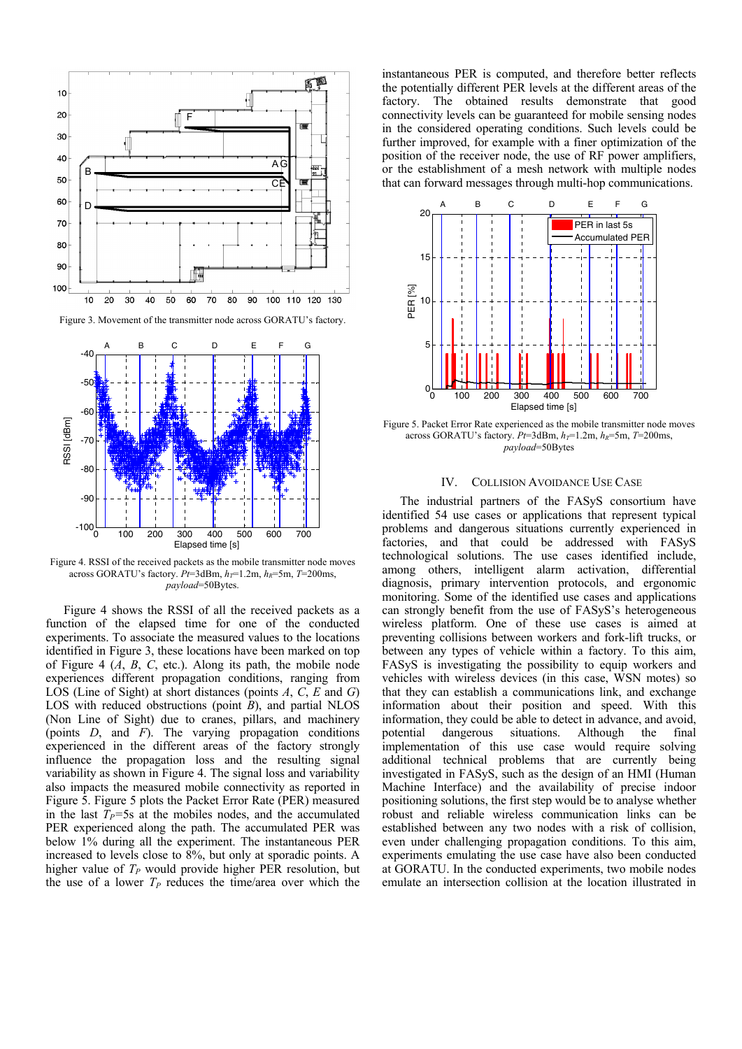10
20
30
40
50
60
70
80
90
100

10 20 30 40 50 60 70 80 90 100 110 120 130

F
B
A G
C E
D

Figure 3. Movement of the transmitter node across GORATU's factory.

A B C D E F G

-40
-50
-60
-70
-80
-90
-100

RSSI [dBm]

0 100 200 300 400 500 600 700

Elapsed time [s]

Figure 4. RSSI of the received packets as the mobile transmitter node moves across GORATU's factory. $Pt$=3dBm, $h_T$=1.2m, $h_R$=5m, $T$=200ms, *payload*=50Bytes.

Figure 4 shows the RSSI of all the received packets as a function of the elapsed time for one of the conducted experiments. To associate the measured values to the locations identified in Figure 3, these locations have been marked on top of Figure 4 (*A*, *B*, *C*, etc.). Along its path, the mobile node experiences different propagation conditions, ranging from LOS (Line of Sight) at short distances (points *A*, *C*, *E* and *G*) LOS with reduced obstructions (point *B*), and partial NLOS (Non Line of Sight) due to cranes, pillars, and machinery (points *D*, and *F*). The varying propagation conditions experienced in the different areas of the factory strongly influence the propagation loss and the resulting signal variability as shown in Figure 4. The signal loss and variability also impacts the measured mobile connectivity as reported in Figure 5. Figure 5 plots the Packet Error Rate (PER) measured in the last $T_P$=5s at the mobiles nodes, and the accumulated PER experienced along the path. The accumulated PER was below 1% during all the experiment. The instantaneous PER increased to levels close to 8%, but only at sporadic points. A higher value of $T_P$ would provide higher PER resolution, but the use of a lower $T_P$ reduces the time/area over which the instantaneous PER is computed, and therefore better reflects the potentially different PER levels at the different areas of the factory. The obtained results demonstrate that good connectivity levels can be guaranteed for mobile sensing nodes in the considered operating conditions. Such levels could be further improved, for example with a finer optimization of the position of the receiver node, the use of RF power amplifiers, or the establishment of a mesh network with multiple nodes that can forward messages through multi-hop communications.

A B C D E F G

20
15
10
5
0

PER [%]

0 100 200 300 400 500 600 700

Elapsed time [s]

PER in last 5s
Accumulated PER

Figure 5. Packet Error Rate experienced as the mobile transmitter node moves across GORATU's factory. $Pt$=3dBm, $h_T$=1.2m, $h_R$=5m, $T$=200ms, *payload*=50Bytes

## IV. Collision Avoidance Use Case

The industrial partners of the FASyS consortium have identified 54 use cases or applications that represent typical problems and dangerous situations currently experienced in factories, and that could be addressed with FASyS technological solutions. The use cases identified include, among others, intelligent alarm activation, differential diagnosis, primary intervention protocols, and ergonomic monitoring. Some of the identified use cases and applications can strongly benefit from the use of FASyS's heterogeneous wireless platform. One of these use cases is aimed at preventing collisions between workers and fork-lift trucks, or between any types of vehicle within a factory. To this aim, FASyS is investigating the possibility to equip workers and vehicles with wireless devices (in this case, WSN motes) so that they can establish a communications link, and exchange information about their position and speed. With this information, they could be able to detect in advance, and avoid, potential dangerous situations. Although the final implementation of this use case would require solving additional technical problems that are currently being investigated in FASyS, such as the design of an HMI (Human Machine Interface) and the availability of precise indoor positioning solutions, the first step would be to analyse whether robust and reliable wireless communication links can be established between any two nodes with a risk of collision, even under challenging propagation conditions. To this aim, experiments emulating the use case have also been conducted at GORATU. In the conducted experiments, two mobile nodes emulate an intersection collision at the location illustrated in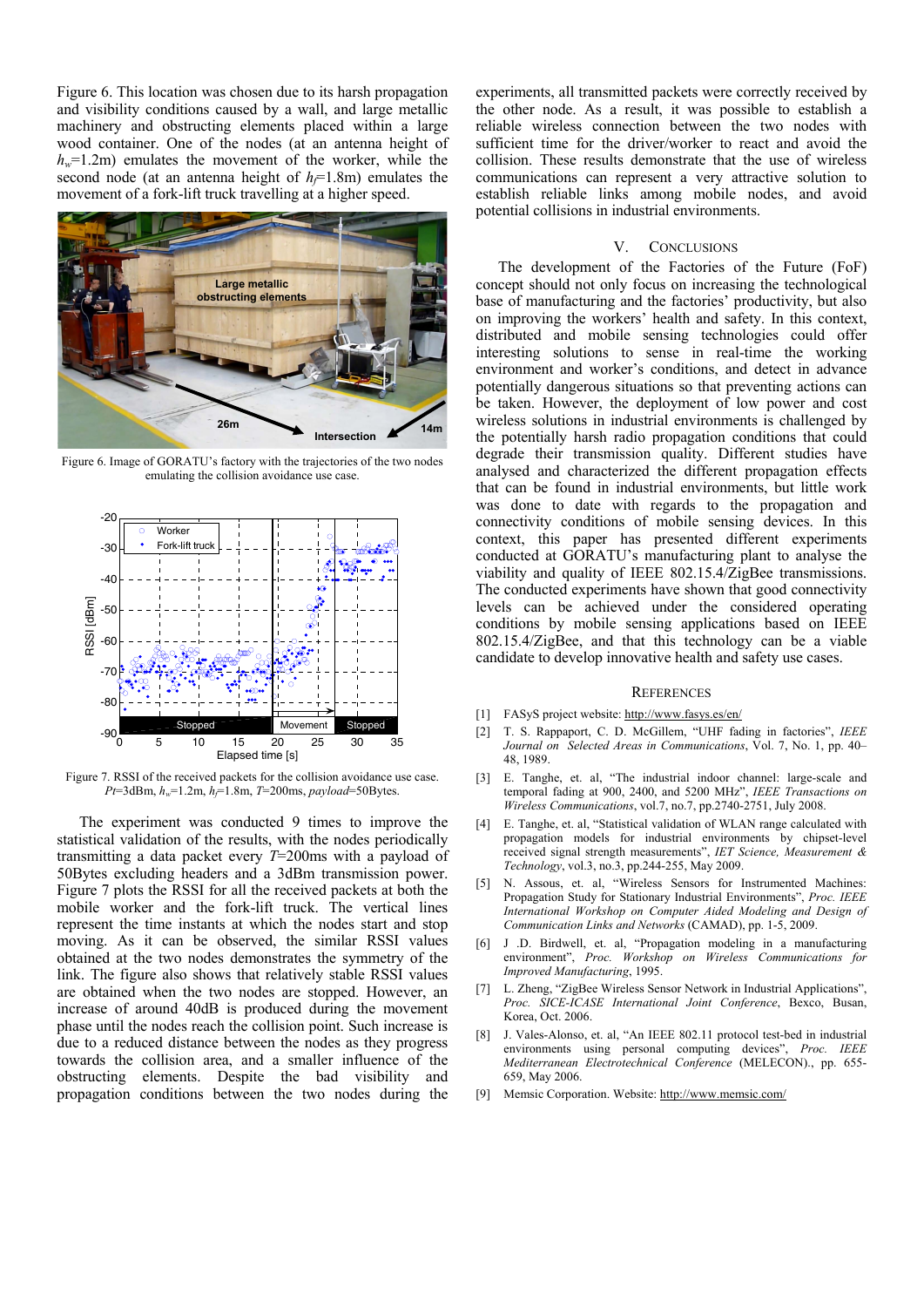Figure 6. This location was chosen due to its harsh propagation and visibility conditions caused by a wall, and large metallic machinery and obstructing elements placed within a large wood container. One of the nodes (at an antenna height of $h_w$=1.2m) emulates the movement of the worker, while the second node (at an antenna height of $h_f$=1.8m) emulates the movement of a fork-lift truck travelling at a higher speed.

Large metallic obstructing elements

26m

Intersection

14m

Figure 6. Image of GORATU's factory with the trajectories of the two nodes emulating the collision avoidance use case.

Worker

Fork-lift truck

RSSI [dBm]

-20

-30

-40

-50

-60

-70

-80

-90

Stopped

Movement

Stopped

0 5 10 15 20 25 30 35

Elapsed time [s]

Figure 7. RSSI of the received packets for the collision avoidance use case. $Pt$=3dBm, $h_w$=1.2m, $h_f$=1.8m, $T$=200ms, *payload*=50Bytes.

The experiment was conducted 9 times to improve the statistical validation of the results, with the nodes periodically transmitting a data packet every $T$=200ms with a payload of 50Bytes excluding headers and a 3dBm transmission power. Figure 7 plots the RSSI for all the received packets at both the mobile worker and the fork-lift truck. The vertical lines represent the time instants at which the nodes start and stop moving. As it can be observed, the similar RSSI values obtained at the two nodes demonstrates the symmetry of the link. The figure also shows that relatively stable RSSI values are obtained when the two nodes are stopped. However, an increase of around 40dB is produced during the movement phase until the nodes reach the collision point. Such increase is due to a reduced distance between the nodes as they progress towards the collision area, and a smaller influence of the obstructing elements. Despite the bad visibility and propagation conditions between the two nodes during the experiments, all transmitted packets were correctly received by the other node. As a result, it was possible to establish a reliable wireless connection between the two nodes with sufficient time for the driver/worker to react and avoid the collision. These results demonstrate that the use of wireless communications can represent a very attractive solution to establish reliable links among mobile nodes, and avoid potential collisions in industrial environments.

## V. Conclusions

The development of the Factories of the Future (FoF) concept should not only focus on increasing the technological base of manufacturing and the factories' productivity, but also on improving the workers' health and safety. In this context, distributed and mobile sensing technologies could offer interesting solutions to sense in real-time the working environment and worker's conditions, and detect in advance potentially dangerous situations so that preventing actions can be taken. However, the deployment of low power and cost wireless solutions in industrial environments is challenged by the potentially harsh radio propagation conditions that could degrade their transmission quality. Different studies have analysed and characterized the different propagation effects that can be found in industrial environments, but little work was done to date with regards to the propagation and connectivity conditions of mobile sensing devices. In this context, this paper has presented different experiments conducted at GORATU's manufacturing plant to analyse the viability and quality of IEEE 802.15.4/ZigBee transmissions. The conducted experiments have shown that good connectivity levels can be achieved under the considered operating conditions by mobile sensing applications based on IEEE 802.15.4/ZigBee, and that this technology can be a viable candidate to develop innovative health and safety use cases.

## References

[1] FASyS project website: http://www.fasys.es/en/

[2] T. S. Rappaport, C. D. McGillem, "UHF fading in factories", *IEEE Journal on Selected Areas in Communications*, Vol. 7, No. 1, pp. 40–48, 1989.

[3] E. Tanghe, et. al, "The industrial indoor channel: large-scale and temporal fading at 900, 2400, and 5200 MHz", *IEEE Transactions on Wireless Communications*, vol.7, no.7, pp.2740-2751, July 2008.

[4] E. Tanghe, et. al, "Statistical validation of WLAN range calculated with propagation models for industrial environments by chipset-level received signal strength measurements", *IET Science, Measurement & Technology*, vol.3, no.3, pp.244-255, May 2009.

[5] N. Assous, et. al, "Wireless Sensors for Instrumented Machines: Propagation Study for Stationary Industrial Environments", *Proc. IEEE International Workshop on Computer Aided Modeling and Design of Communication Links and Networks* (CAMAD), pp. 1-5, 2009.

[6] J .D. Birdwell, et. al, "Propagation modeling in a manufacturing environment", *Proc. Workshop on Wireless Communications for Improved Manufacturing*, 1995.

[7] L. Zheng, "ZigBee Wireless Sensor Network in Industrial Applications", *Proc. SICE-ICASE International Joint Conference*, Bexco, Busan, Korea, Oct. 2006.

[8] J. Vales-Alonso, et. al, "An IEEE 802.11 protocol test-bed in industrial environments using personal computing devices", *Proc. IEEE Mediterranean Electrotechnical Conference* (MELECON)., pp. 655-659, May 2006.

[9] Memsic Corporation. Website: http://www.memsic.com/